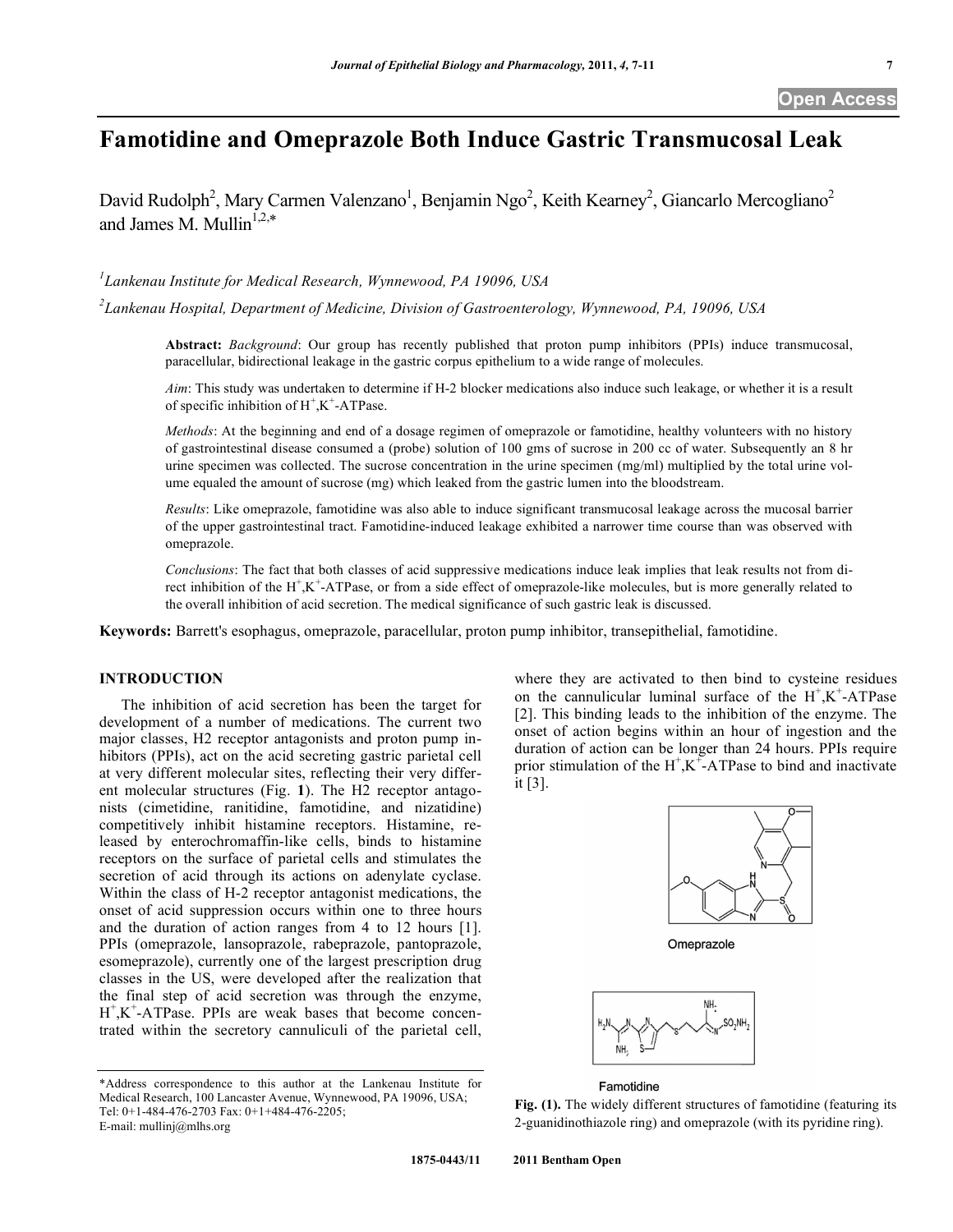# Famotidine and Omeprazole Both Induce Gastric Transmucosal Leak

David Rudolph[2], Mary Carmen Valenzano[1], Benjamin Ngo[2], Keith Kearney[2], Giancarlo Mercogliano[2] and James M. Mullin[1,2,*]

[1]Lankenau Institute for Medical Research, Wynnewood, PA 19096, USA

[2]Lankenau Hospital, Department of Medicine, Division of Gastroenterology, Wynnewood, PA, 19096, USA

**Abstract:** *Background*: Our group has recently published that proton pump inhibitors (PPIs) induce transmucosal, paracellular, bidirectional leakage in the gastric corpus epithelium to a wide range of molecules.

*Aim*: This study was undertaken to determine if H-2 blocker medications also induce such leakage, or whether it is a result of specific inhibition of $H^+,K^+$-ATPase.

*Methods*: At the beginning and end of a dosage regimen of omeprazole or famotidine, healthy volunteers with no history of gastrointestinal disease consumed a (probe) solution of 100 gms of sucrose in 200 cc of water. Subsequently an 8 hr urine specimen was collected. The sucrose concentration in the urine specimen (mg/ml) multiplied by the total urine volume equaled the amount of sucrose (mg) which leaked from the gastric lumen into the bloodstream.

*Results*: Like omeprazole, famotidine was also able to induce significant transmucosal leakage across the mucosal barrier of the upper gastrointestinal tract. Famotidine-induced leakage exhibited a narrower time course than was observed with omeprazole.

*Conclusions*: The fact that both classes of acid suppressive medications induce leak implies that leak results not from direct inhibition of the $H^+,K^+$-ATPase, or from a side effect of omeprazole-like molecules, but is more generally related to the overall inhibition of acid secretion. The medical significance of such gastric leak is discussed.

**Keywords:** Barrett's esophagus, omeprazole, paracellular, proton pump inhibitor, transepithelial, famotidine.

## INTRODUCTION

The inhibition of acid secretion has been the target for development of a number of medications. The current two major classes, H2 receptor antagonists and proton pump inhibitors (PPIs), act on the acid secreting gastric parietal cell at very different molecular sites, reflecting their very different molecular structures (Fig. **1**). The H2 receptor antagonists (cimetidine, ranitidine, famotidine, and nizatidine) competitively inhibit histamine receptors. Histamine, released by enterochromaffin-like cells, binds to histamine receptors on the surface of parietal cells and stimulates the secretion of acid through its actions on adenylate cyclase. Within the class of H-2 receptor antagonist medications, the onset of acid suppression occurs within one to three hours and the duration of action ranges from 4 to 12 hours [1]. PPIs (omeprazole, lansoprazole, rabeprazole, pantoprazole, esomeprazole), currently one of the largest prescription drug classes in the US, were developed after the realization that the final step of acid secretion was through the enzyme, $H^+,K^+$-ATPase. PPIs are weak bases that become concentrated within the secretory cannuliculi of the parietal cell, where they are activated to then bind to cysteine residues on the cannulicular luminal surface of the $H^+,K^+$-ATPase [2]. This binding leads to the inhibition of the enzyme. The onset of action begins within an hour of ingestion and the duration of action can be longer than 24 hours. PPIs require prior stimulation of the $H^+,K^+$-ATPase to bind and inactivate it [3].

Omeprazole

Famotidine

**Fig. (1).** The widely different structures of famotidine (featuring its 2-guanidinothiazole ring) and omeprazole (with its pyridine ring).

*Address correspondence to this author at the Lankenau Institute for Medical Research, 100 Lancaster Avenue, Wynnewood, PA 19096, USA; Tel: 0+1-484-476-2703 Fax: 0+1+484-476-2205; E-mail: mullinj@mlhs.org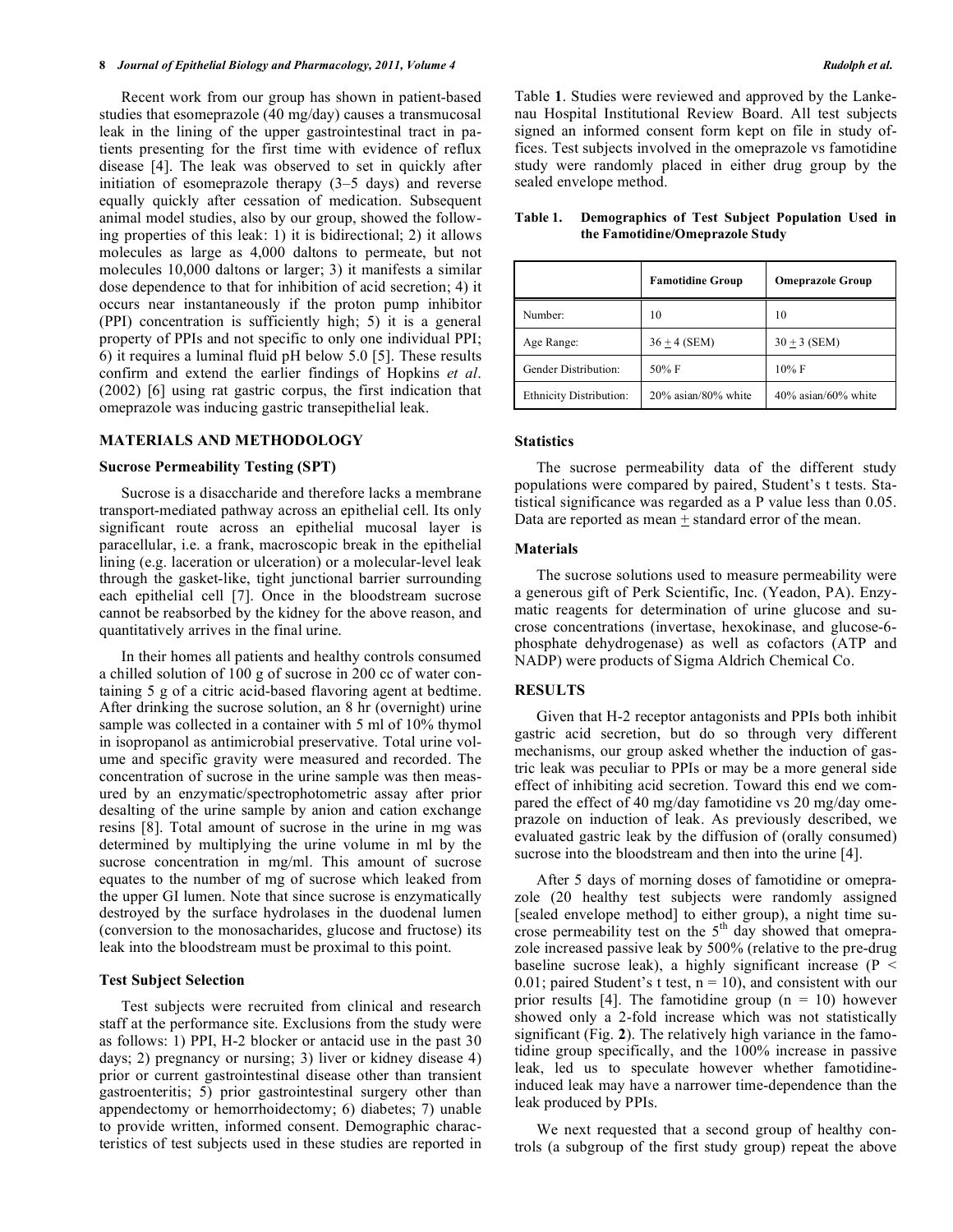Recent work from our group has shown in patient-based studies that esomeprazole (40 mg/day) causes a transmucosal leak in the lining of the upper gastrointestinal tract in patients presenting for the first time with evidence of reflux disease [4]. The leak was observed to set in quickly after initiation of esomeprazole therapy (3–5 days) and reverse equally quickly after cessation of medication. Subsequent animal model studies, also by our group, showed the following properties of this leak: 1) it is bidirectional; 2) it allows molecules as large as 4,000 daltons to permeate, but not molecules 10,000 daltons or larger; 3) it manifests a similar dose dependence to that for inhibition of acid secretion; 4) it occurs near instantaneously if the proton pump inhibitor (PPI) concentration is sufficiently high; 5) it is a general property of PPIs and not specific to only one individual PPI; 6) it requires a luminal fluid pH below 5.0 [5]. These results confirm and extend the earlier findings of Hopkins *et al*. (2002) [6] using rat gastric corpus, the first indication that omeprazole was inducing gastric transepithelial leak.

## MATERIALS AND METHODOLOGY

### Sucrose Permeability Testing (SPT)

Sucrose is a disaccharide and therefore lacks a membrane transport-mediated pathway across an epithelial cell. Its only significant route across an epithelial mucosal layer is paracellular, i.e. a frank, macroscopic break in the epithelial lining (e.g. laceration or ulceration) or a molecular-level leak through the gasket-like, tight junctional barrier surrounding each epithelial cell [7]. Once in the bloodstream sucrose cannot be reabsorbed by the kidney for the above reason, and quantitatively arrives in the final urine.

In their homes all patients and healthy controls consumed a chilled solution of 100 g of sucrose in 200 cc of water containing 5 g of a citric acid-based flavoring agent at bedtime. After drinking the sucrose solution, an 8 hr (overnight) urine sample was collected in a container with 5 ml of 10% thymol in isopropanol as antimicrobial preservative. Total urine volume and specific gravity were measured and recorded. The concentration of sucrose in the urine sample was then measured by an enzymatic/spectrophotometric assay after prior desalting of the urine sample by anion and cation exchange resins [8]. Total amount of sucrose in the urine in mg was determined by multiplying the urine volume in ml by the sucrose concentration in mg/ml. This amount of sucrose equates to the number of mg of sucrose which leaked from the upper GI lumen. Note that since sucrose is enzymatically destroyed by the surface hydrolases in the duodenal lumen (conversion to the monosacharides, glucose and fructose) its leak into the bloodstream must be proximal to this point.

### Test Subject Selection

Test subjects were recruited from clinical and research staff at the performance site. Exclusions from the study were as follows: 1) PPI, H-2 blocker or antacid use in the past 30 days; 2) pregnancy or nursing; 3) liver or kidney disease 4) prior or current gastrointestinal disease other than transient gastroenteritis; 5) prior gastrointestinal surgery other than appendectomy or hemorrhoidectomy; 6) diabetes; 7) unable to provide written, informed consent. Demographic characteristics of test subjects used in these studies are reported in Table **1**. Studies were reviewed and approved by the Lankenau Hospital Institutional Review Board. All test subjects signed an informed consent form kept on file in study offices. Test subjects involved in the omeprazole vs famotidine study were randomly placed in either drug group by the sealed envelope method.

**Table 1. Demographics of Test Subject Population Used in the Famotidine/Omeprazole Study**

| | **Famotidine Group** | **Omeprazole Group** |
|---|---|---|
| Number: | 10 | 10 |
| Age Range: | 36 ± 4 (SEM) | 30 ± 3 (SEM) |
| Gender Distribution: | 50% F | 10% F |
| Ethnicity Distribution: | 20% asian/80% white | 40% asian/60% white |

### Statistics

The sucrose permeability data of the different study populations were compared by paired, Student's t tests. Statistical significance was regarded as a P value less than 0.05. Data are reported as mean ± standard error of the mean.

### Materials

The sucrose solutions used to measure permeability were a generous gift of Perk Scientific, Inc. (Yeadon, PA). Enzymatic reagents for determination of urine glucose and sucrose concentrations (invertase, hexokinase, and glucose-6-phosphate dehydrogenase) as well as cofactors (ATP and NADP) were products of Sigma Aldrich Chemical Co.

## RESULTS

Given that H-2 receptor antagonists and PPIs both inhibit gastric acid secretion, but do so through very different mechanisms, our group asked whether the induction of gastric leak was peculiar to PPIs or may be a more general side effect of inhibiting acid secretion. Toward this end we compared the effect of 40 mg/day famotidine vs 20 mg/day omeprazole on induction of leak. As previously described, we evaluated gastric leak by the diffusion of (orally consumed) sucrose into the bloodstream and then into the urine [4].

After 5 days of morning doses of famotidine or omeprazole (20 healthy test subjects were randomly assigned [sealed envelope method] to either group), a night time sucrose permeability test on the 5th day showed that omeprazole increased passive leak by 500% (relative to the pre-drug baseline sucrose leak), a highly significant increase ($P < 0.01$; paired Student's t test, $n = 10$), and consistent with our prior results [4]. The famotidine group ($n = 10$) however showed only a 2-fold increase which was not statistically significant (Fig. **2**). The relatively high variance in the famotidine group specifically, and the 100% increase in passive leak, led us to speculate however whether famotidine-induced leak may have a narrower time-dependence than the leak produced by PPIs.

We next requested that a second group of healthy controls (a subgroup of the first study group) repeat the above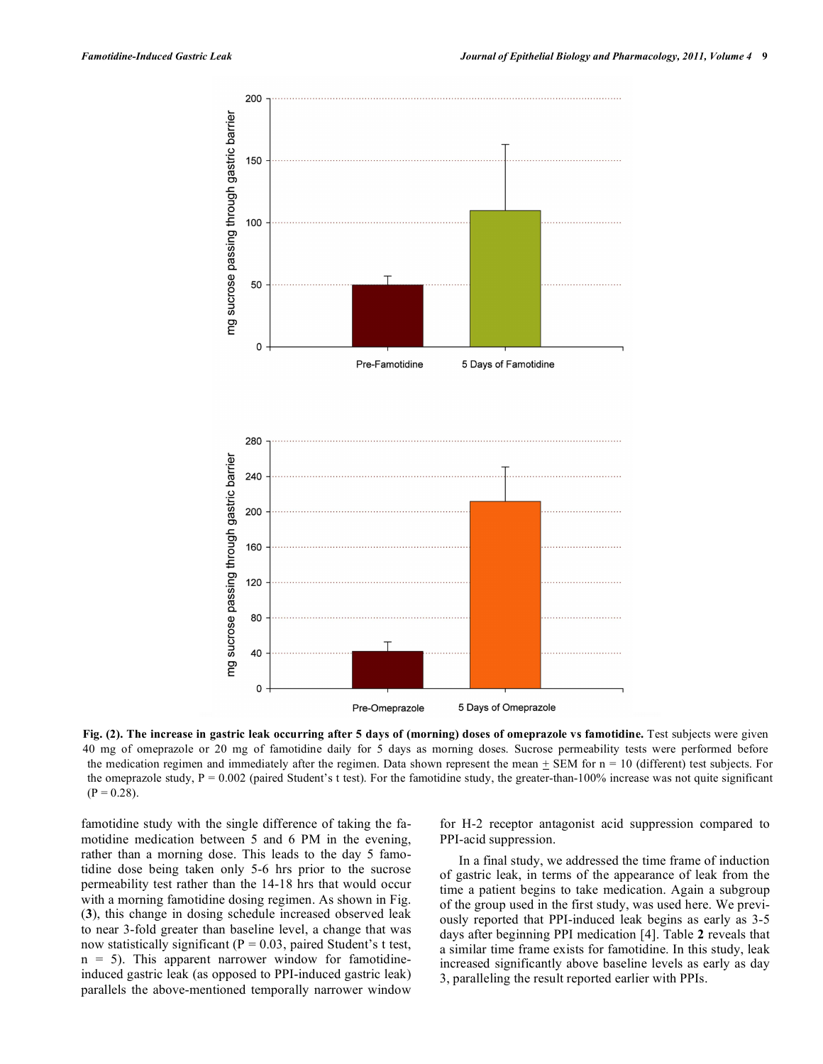**Fig. (2). The increase in gastric leak occurring after 5 days of (morning) doses of omeprazole vs famotidine.** Test subjects were given 40 mg of omeprazole or 20 mg of famotidine daily for 5 days as morning doses. Sucrose permeability tests were performed before the medication regimen and immediately after the regimen. Data shown represent the mean ± SEM for n = 10 (different) test subjects. For the omeprazole study, P = 0.002 (paired Student's t test). For the famotidine study, the greater-than-100% increase was not quite significant (P = 0.28).

famotidine study with the single difference of taking the famotidine medication between 5 and 6 PM in the evening, rather than a morning dose. This leads to the day 5 famotidine dose being taken only 5-6 hrs prior to the sucrose permeability test rather than the 14-18 hrs that would occur with a morning famotidine dosing regimen. As shown in Fig. (**3**), this change in dosing schedule increased observed leak to near 3-fold greater than baseline level, a change that was now statistically significant (P = 0.03, paired Student's t test, n = 5). This apparent narrower window for famotidine-induced gastric leak (as opposed to PPI-induced gastric leak) parallels the above-mentioned temporally narrower window for H-2 receptor antagonist acid suppression compared to PPI-acid suppression.

In a final study, we addressed the time frame of induction of gastric leak, in terms of the appearance of leak from the time a patient begins to take medication. Again a subgroup of the group used in the first study, was used here. We previously reported that PPI-induced leak begins as early as 3-5 days after beginning PPI medication [4]. Table **2** reveals that a similar time frame exists for famotidine. In this study, leak increased significantly above baseline levels as early as day 3, paralleling the result reported earlier with PPIs.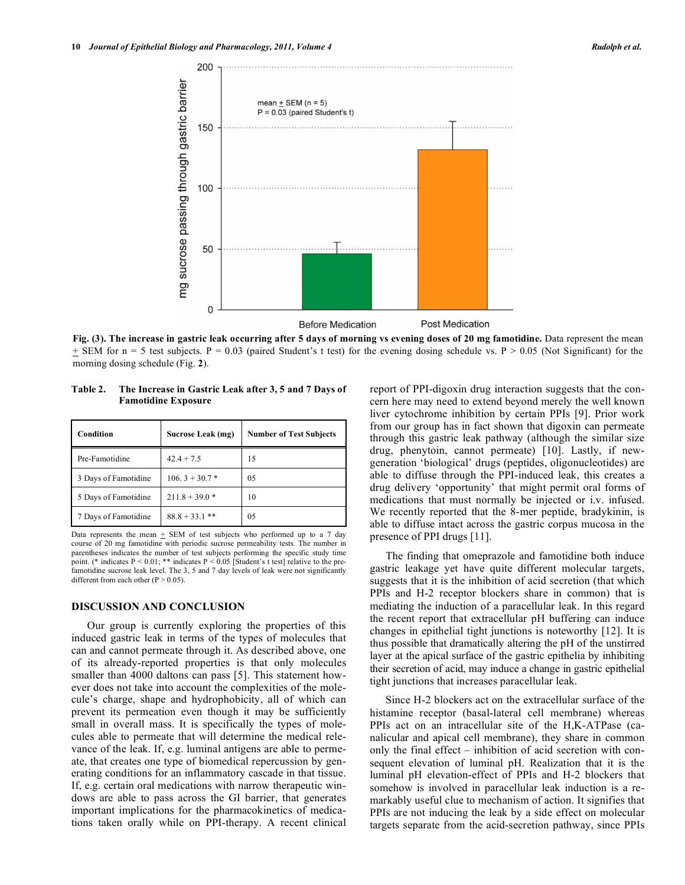**Fig. (3). The increase in gastric leak occurring after 5 days of morning vs evening doses of 20 mg famotidine.** Data represent the mean ± SEM for n = 5 test subjects. P = 0.03 (paired Student's t test) for the evening dosing schedule vs. P > 0.05 (Not Significant) for the morning dosing schedule (Fig. **2**).

**Table 2. The Increase in Gastric Leak after 3, 5 and 7 Days of Famotidine Exposure**

| Condition | Sucrose Leak (mg) | Number of Test Subjects |
|---|---|---|
| Pre-Famotidine | 42.4 + 7.5 | 15 |
| 3 Days of Famotidine | 106. 3 + 30.7 * | 05 |
| 5 Days of Famotidine | 211.8 + 39.0 * | 10 |
| 7 Days of Famotidine | 88.8 + 33.1 ** | 05 |

Data represents the mean ± SEM of test subjects who performed up to a 7 day course of 20 mg famotidine with periodic sucrose permeability tests. The number in parentheses indicates the number of test subjects performing the specific study time point. (* indicates P < 0.01; ** indicates P < 0.05 [Student's t test] relative to the pre-famotidine sucrose leak level. The 3, 5 and 7 day levels of leak were not significantly different from each other (P > 0.05).

## DISCUSSION AND CONCLUSION

Our group is currently exploring the properties of this induced gastric leak in terms of the types of molecules that can and cannot permeate through it. As described above, one of its already-reported properties is that only molecules smaller than 4000 daltons can pass [5]. This statement however does not take into account the complexities of the molecule's charge, shape and hydrophobicity, all of which can prevent its permeation even though it may be sufficiently small in overall mass. It is specifically the types of molecules able to permeate that will determine the medical relevance of the leak. If, e.g. luminal antigens are able to permeate, that creates one type of biomedical repercussion by generating conditions for an inflammatory cascade in that tissue. If, e.g. certain oral medications with narrow therapeutic windows are able to pass across the GI barrier, that generates important implications for the pharmacokinetics of medications taken orally while on PPI-therapy. A recent clinical report of PPI-digoxin drug interaction suggests that the concern here may need to extend beyond merely the well known liver cytochrome inhibition by certain PPIs [9]. Prior work from our group has in fact shown that digoxin can permeate through this gastric leak pathway (although the similar size drug, phenytoin, cannot permeate) [10]. Lastly, if new-generation 'biological' drugs (peptides, oligonucleotides) are able to diffuse through the PPI-induced leak, this creates a drug delivery 'opportunity' that might permit oral forms of medications that must normally be injected or i.v. infused. We recently reported that the 8-mer peptide, bradykinin, is able to diffuse intact across the gastric corpus mucosa in the presence of PPI drugs [11].

The finding that omeprazole and famotidine both induce gastric leakage yet have quite different molecular targets, suggests that it is the inhibition of acid secretion (that which PPIs and H-2 receptor blockers share in common) that is mediating the induction of a paracellular leak. In this regard the recent report that extracellular pH buffering can induce changes in epithelial tight junctions is noteworthy [12]. It is thus possible that dramatically altering the pH of the unstirred layer at the apical surface of the gastric epithelia by inhibiting their secretion of acid, may induce a change in gastric epithelial tight junctions that increases paracellular leak.

Since H-2 blockers act on the extracellular surface of the histamine receptor (basal-lateral cell membrane) whereas PPIs act on an intracellular site of the H,K-ATPase (canalicular and apical cell membrane), they share in common only the final effect – inhibition of acid secretion with consequent elevation of luminal pH. Realization that it is the luminal pH elevation-effect of PPIs and H-2 blockers that somehow is involved in paracellular leak induction is a remarkably useful clue to mechanism of action. It signifies that PPIs are not inducing the leak by a side effect on molecular targets separate from the acid-secretion pathway, since PPIs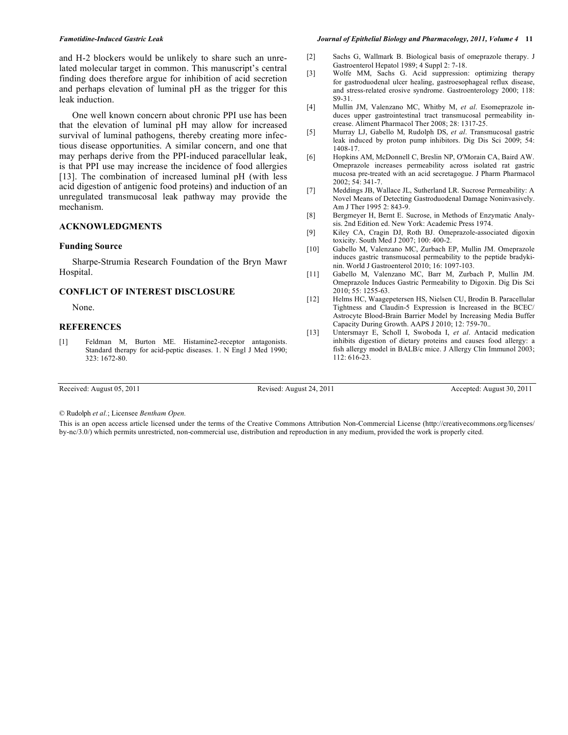and H-2 blockers would be unlikely to share such an unrelated molecular target in common. This manuscript's central finding does therefore argue for inhibition of acid secretion and perhaps elevation of luminal pH as the trigger for this leak induction.

One well known concern about chronic PPI use has been that the elevation of luminal pH may allow for increased survival of luminal pathogens, thereby creating more infectious disease opportunities. A similar concern, and one that may perhaps derive from the PPI-induced paracellular leak, is that PPI use may increase the incidence of food allergies [13]. The combination of increased luminal pH (with less acid digestion of antigenic food proteins) and induction of an unregulated transmucosal leak pathway may provide the mechanism.

## ACKNOWLEDGMENTS

### Funding Source

Sharpe-Strumia Research Foundation of the Bryn Mawr Hospital.

## CONFLICT OF INTEREST DISCLOSURE

None.

## REFERENCES

[1] Feldman M, Burton ME. Histamine2-receptor antagonists. Standard therapy for acid-peptic diseases. 1. N Engl J Med 1990; 323: 1672-80.

[2] Sachs G, Wallmark B. Biological basis of omeprazole therapy. J Gastroenterol Hepatol 1989; 4 Suppl 2: 7-18.

[3] Wolfe MM, Sachs G. Acid suppression: optimizing therapy for gastroduodenal ulcer healing, gastroesophageal reflux disease, and stress-related erosive syndrome. Gastroenterology 2000; 118: S9-31.

[4] Mullin JM, Valenzano MC, Whitby M, *et al*. Esomeprazole induces upper gastrointestinal tract transmucosal permeability increase. Aliment Pharmacol Ther 2008; 28: 1317-25.

[5] Murray LJ, Gabello M, Rudolph DS, *et al*. Transmucosal gastric leak induced by proton pump inhibitors. Dig Dis Sci 2009; 54: 1408-17.

[6] Hopkins AM, McDonnell C, Breslin NP, O'Morain CA, Baird AW. Omeprazole increases permeability across isolated rat gastric mucosa pre-treated with an acid secretagogue. J Pharm Pharmacol 2002; 54: 341-7.

[7] Meddings JB, Wallace JL, Sutherland LR. Sucrose Permeability: A Novel Means of Detecting Gastroduodenal Damage Noninvasively. Am J Ther 1995 2: 843-9.

[8] Bergmeyer H, Bernt E. Sucrose, in Methods of Enzymatic Analysis. 2nd Edition ed. New York: Academic Press 1974.

[9] Kiley CA, Cragin DJ, Roth BJ. Omeprazole-associated digoxin toxicity. South Med J 2007; 100: 400-2.

[10] Gabello M, Valenzano MC, Zurbach EP, Mullin JM. Omeprazole induces gastric transmucosal permeability to the peptide bradykinin. World J Gastroenterol 2010; 16: 1097-103.

[11] Gabello M, Valenzano MC, Barr M, Zurbach P, Mullin JM. Omeprazole Induces Gastric Permeability to Digoxin. Dig Dis Sci 2010; 55: 1255-63.

[12] Helms HC, Waagepetersen HS, Nielsen CU, Brodin B. Paracellular Tightness and Claudin-5 Expression is Increased in the BCEC/Astrocyte Blood-Brain Barrier Model by Increasing Media Buffer Capacity During Growth. AAPS J 2010; 12: 759-70..

[13] Untersmayr E, Scholl I, Swoboda I, *et al*. Antacid medication inhibits digestion of dietary proteins and causes food allergy: a fish allergy model in BALB/c mice. J Allergy Clin Immunol 2003; 112: 616-23.

Received: August 05, 2011 Revised: August 24, 2011 Accepted: August 30, 2011

© Rudolph *et al*.; Licensee *Bentham Open*.

This is an open access article licensed under the terms of the Creative Commons Attribution Non-Commercial License (http://creativecommons.org/licenses/by-nc/3.0/) which permits unrestricted, non-commercial use, distribution and reproduction in any medium, provided the work is properly cited.